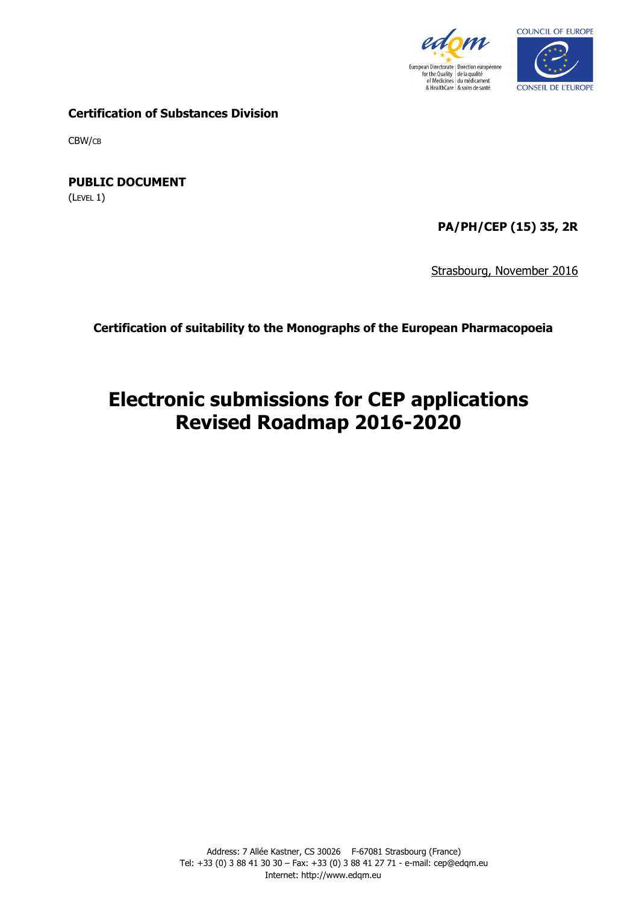**Certification of Substances Division**

CBW/CB

**PUBLIC DOCUMENT**
(LEVEL 1)

**PA/PH/CEP (15) 35, 2R**

Strasbourg, November 2016

**Certification of suitability to the Monographs of the European Pharmacopoeia**

# Electronic submissions for CEP applications
# Revised Roadmap 2016-2020

Address: 7 Allée Kastner, CS 30026 F-67081 Strasbourg (France)
Tel: +33 (0) 3 88 41 30 30 – Fax: +33 (0) 3 88 41 27 71 - e-mail: cep@edqm.eu
Internet: http://www.edqm.eu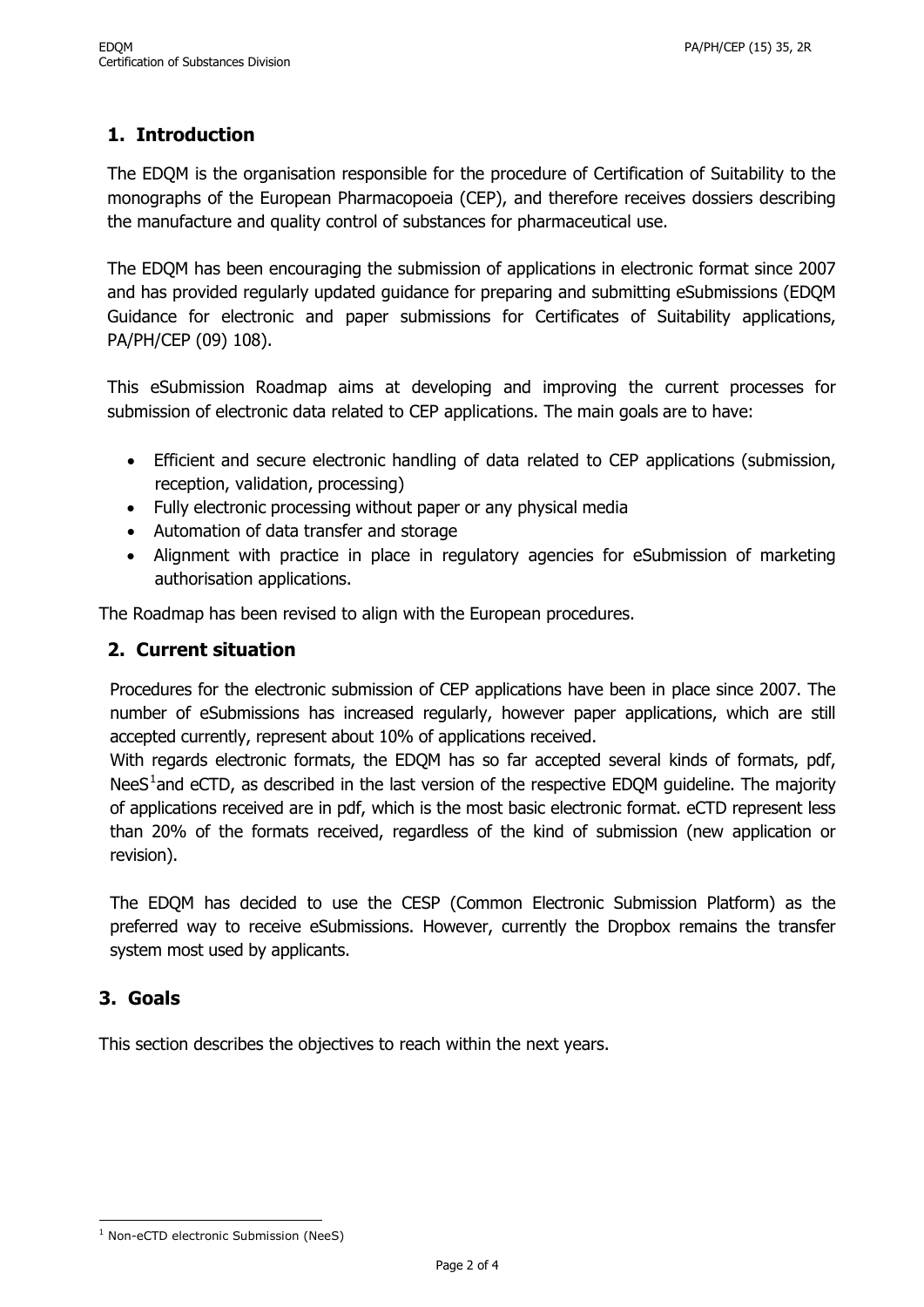## 1. Introduction

The EDQM is the organisation responsible for the procedure of Certification of Suitability to the monographs of the European Pharmacopoeia (CEP), and therefore receives dossiers describing the manufacture and quality control of substances for pharmaceutical use.

The EDQM has been encouraging the submission of applications in electronic format since 2007 and has provided regularly updated guidance for preparing and submitting eSubmissions (EDQM Guidance for electronic and paper submissions for Certificates of Suitability applications, PA/PH/CEP (09) 108).

This eSubmission Roadmap aims at developing and improving the current processes for submission of electronic data related to CEP applications. The main goals are to have:

- Efficient and secure electronic handling of data related to CEP applications (submission, reception, validation, processing)
- Fully electronic processing without paper or any physical media
- Automation of data transfer and storage
- Alignment with practice in place in regulatory agencies for eSubmission of marketing authorisation applications.

The Roadmap has been revised to align with the European procedures.

## 2. Current situation

Procedures for the electronic submission of CEP applications have been in place since 2007. The number of eSubmissions has increased regularly, however paper applications, which are still accepted currently, represent about 10% of applications received.

With regards electronic formats, the EDQM has so far accepted several kinds of formats, pdf, NeeS[1]and eCTD, as described in the last version of the respective EDQM guideline. The majority of applications received are in pdf, which is the most basic electronic format. eCTD represent less than 20% of the formats received, regardless of the kind of submission (new application or revision).

The EDQM has decided to use the CESP (Common Electronic Submission Platform) as the preferred way to receive eSubmissions. However, currently the Dropbox remains the transfer system most used by applicants.

## 3. Goals

This section describes the objectives to reach within the next years.

[1] Non-eCTD electronic Submission (NeeS)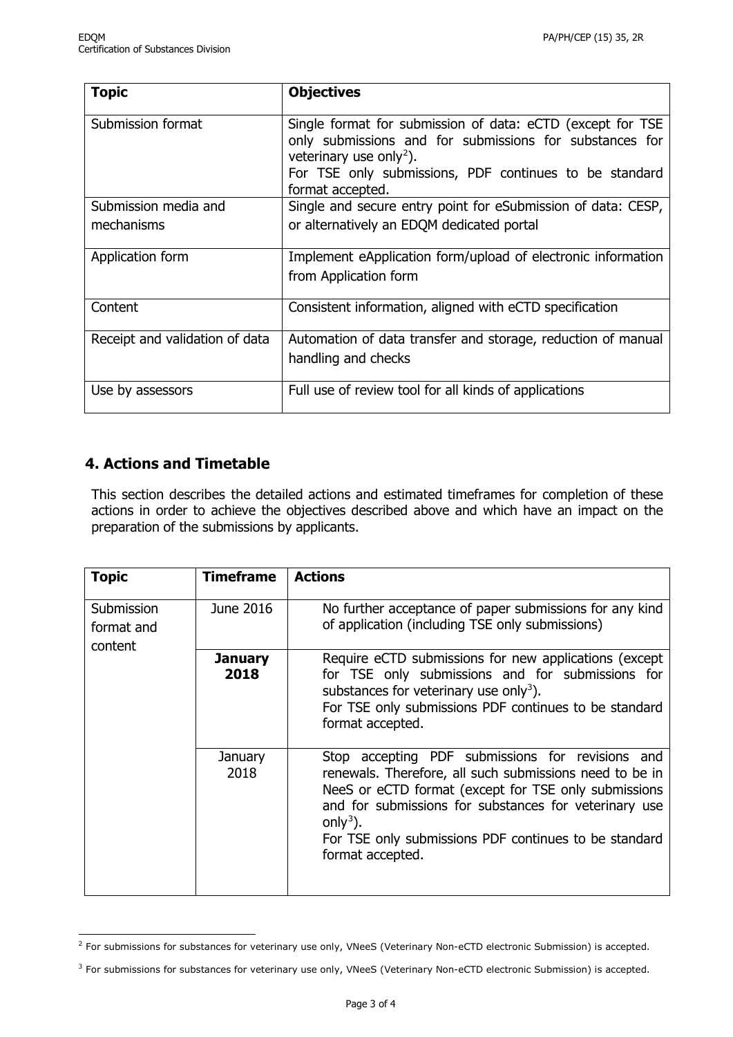| **Topic** | **Objectives** |
|---|---|
| Submission format | Single format for submission of data: eCTD (except for TSE only submissions and for submissions for substances for veterinary use only[2]). For TSE only submissions, PDF continues to be standard format accepted. |
| Submission media and mechanisms | Single and secure entry point for eSubmission of data: CESP, or alternatively an EDQM dedicated portal |
| Application form | Implement eApplication form/upload of electronic information from Application form |
| Content | Consistent information, aligned with eCTD specification |
| Receipt and validation of data | Automation of data transfer and storage, reduction of manual handling and checks |
| Use by assessors | Full use of review tool for all kinds of applications |

## 4. Actions and Timetable

This section describes the detailed actions and estimated timeframes for completion of these actions in order to achieve the objectives described above and which have an impact on the preparation of the submissions by applicants.

| **Topic** | **Timeframe** | **Actions** |
|---|---|---|
| Submission format and content | June 2016 | No further acceptance of paper submissions for any kind of application (including TSE only submissions) |
| | **January 2018** | Require eCTD submissions for new applications (except for TSE only submissions and for submissions for substances for veterinary use only[3]). For TSE only submissions PDF continues to be standard format accepted. |
| | January 2018 | Stop accepting PDF submissions for revisions and renewals. Therefore, all such submissions need to be in NeeS or eCTD format (except for TSE only submissions and for submissions for substances for veterinary use only[3]). For TSE only submissions PDF continues to be standard format accepted. |

[2] For submissions for substances for veterinary use only, VNeeS (Veterinary Non-eCTD electronic Submission) is accepted.

[3] For submissions for substances for veterinary use only, VNeeS (Veterinary Non-eCTD electronic Submission) is accepted.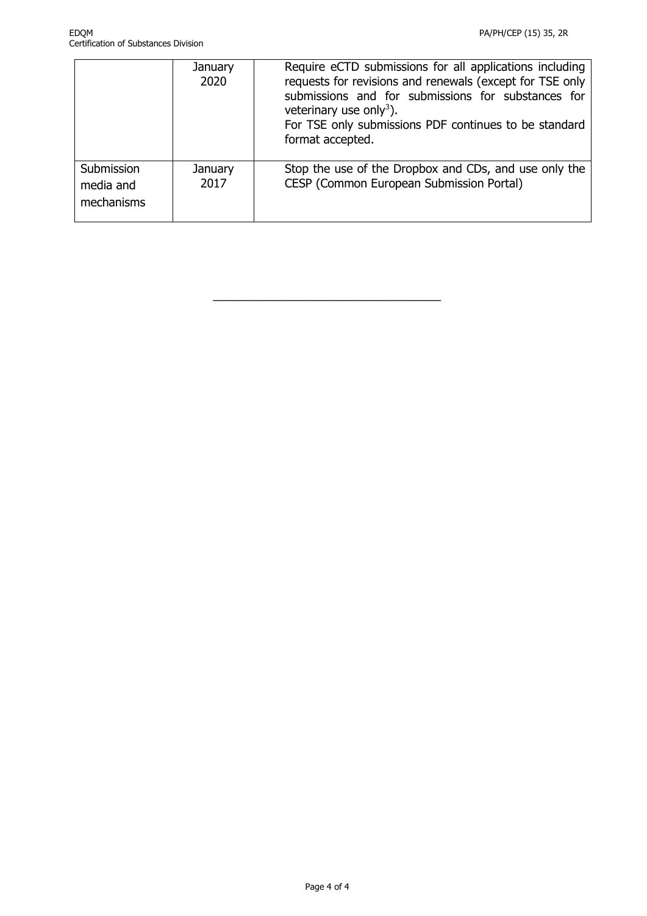| | | |
|---|---|---|
| | January 2020 | Require eCTD submissions for all applications including requests for revisions and renewals (except for TSE only submissions and for submissions for substances for veterinary use only[3]).<br>For TSE only submissions PDF continues to be standard format accepted. |
| Submission media and mechanisms | January 2017 | Stop the use of the Dropbox and CDs, and use only the CESP (Common European Submission Portal) |

___________________________________